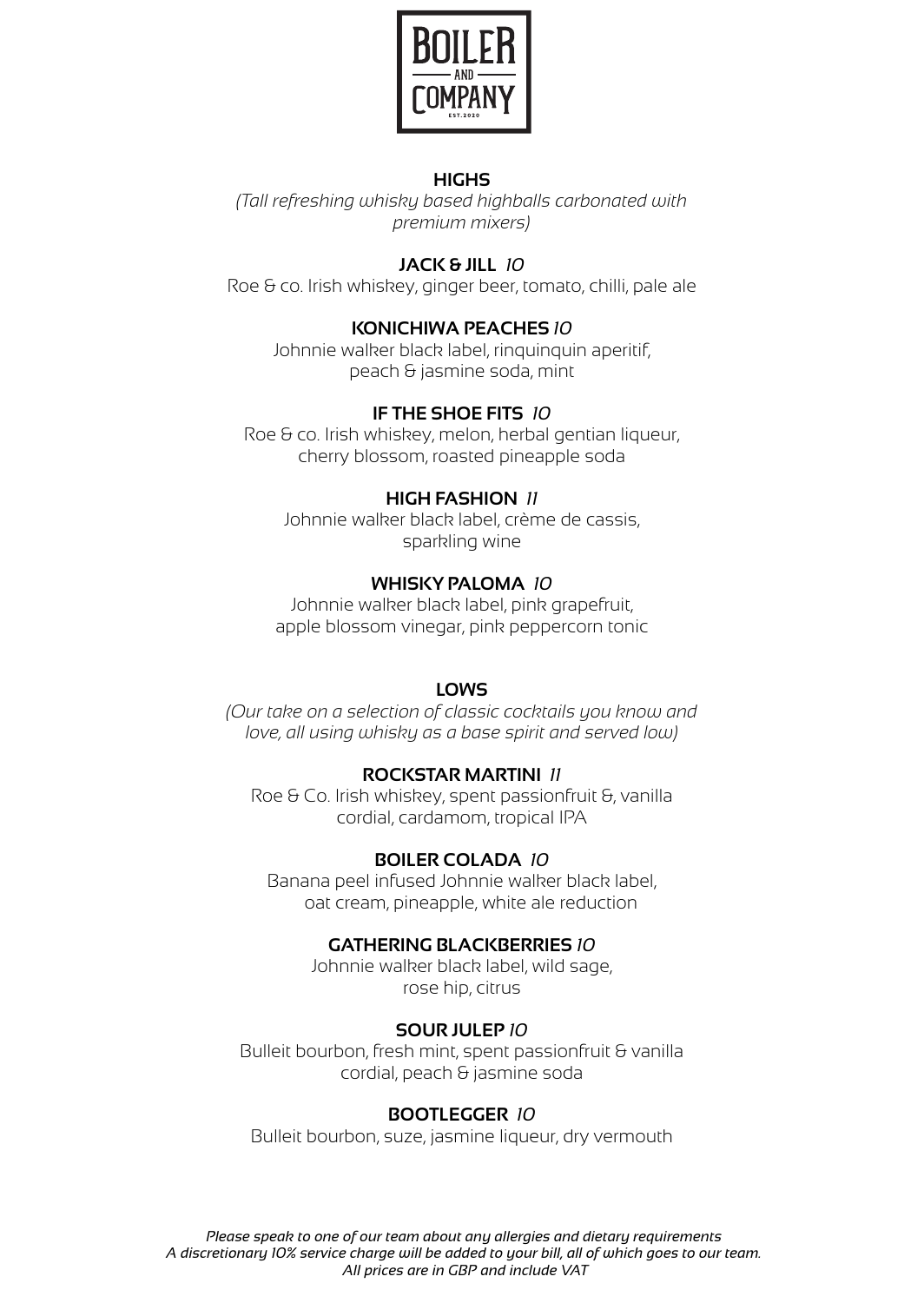# BOILER AND COMPANY

EST. 2020

## HIGHS

*(Tall refreshing whisky based highballs carbonated with premium mixers)*

**JACK & JILL** *10*
Roe & co. Irish whiskey, ginger beer, tomato, chilli, pale ale

**KONICHIWA PEACHES** *10*
Johnnie walker black label, rinquinquin aperitif, peach & jasmine soda, mint

**IF THE SHOE FITS** *10*
Roe & co. Irish whiskey, melon, herbal gentian liqueur, cherry blossom, roasted pineapple soda

**HIGH FASHION** *11*
Johnnie walker black label, crème de cassis, sparkling wine

**WHISKY PALOMA** *10*
Johnnie walker black label, pink grapefruit, apple blossom vinegar, pink peppercorn tonic

## LOWS

*(Our take on a selection of classic cocktails you know and love, all using whisky as a base spirit and served low)*

**ROCKSTAR MARTINI** *11*
Roe & Co. Irish whiskey, spent passionfruit &, vanilla cordial, cardamom, tropical IPA

**BOILER COLADA** *10*
Banana peel infused Johnnie walker black label, oat cream, pineapple, white ale reduction

**GATHERING BLACKBERRIES** *10*
Johnnie walker black label, wild sage, rose hip, citrus

**SOUR JULEP** *10*
Bulleit bourbon, fresh mint, spent passionfruit & vanilla cordial, peach & jasmine soda

**BOOTLEGGER** *10*
Bulleit bourbon, suze, jasmine liqueur, dry vermouth

*Please speak to one of our team about any allergies and dietary requirements*
*A discretionary 10% service charge will be added to your bill, all of which goes to our team.*
*All prices are in GBP and include VAT*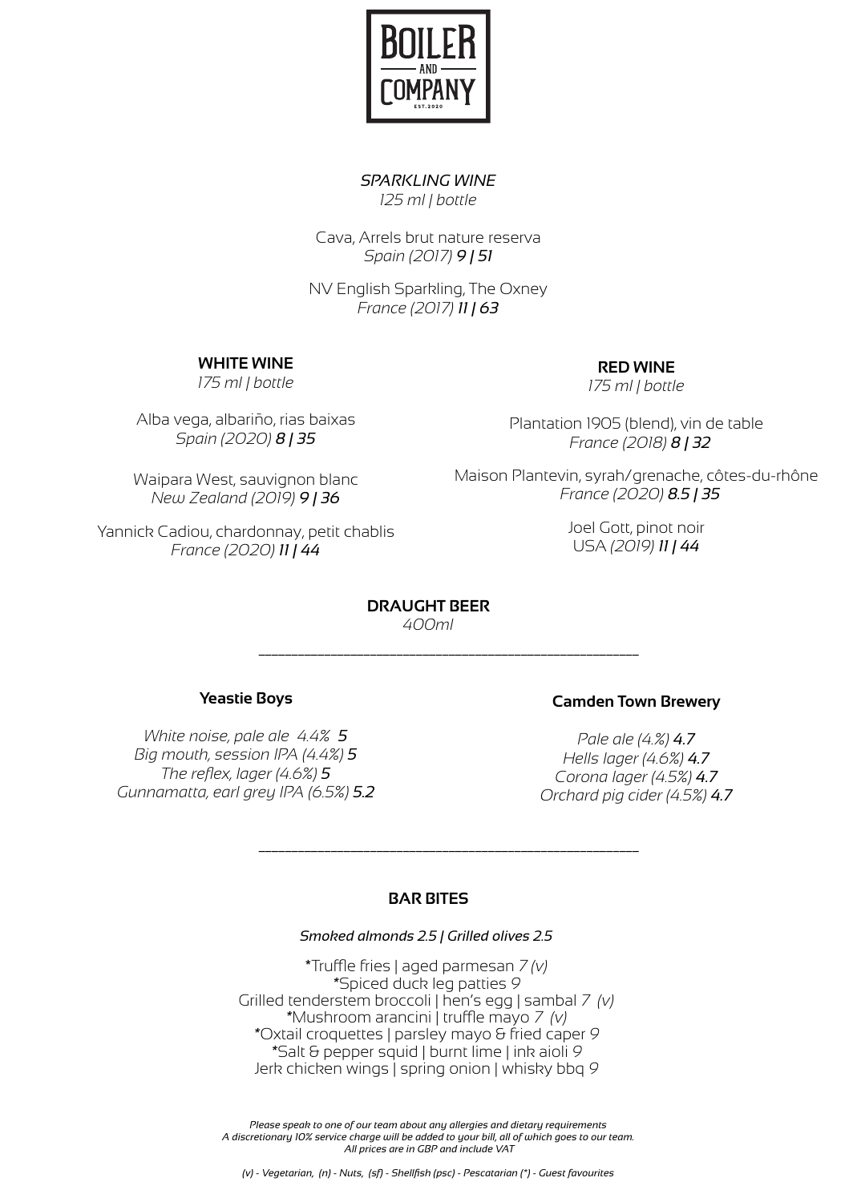BOILER AND COMPANY

EST. 2020

## *SPARKLING WINE*

*125 ml | bottle*

Cava, Arrels brut nature reserva
*Spain (2017)* ***9 | 51***

NV English Sparkling, The Oxney
*France (2017)* ***11 | 63***

## WHITE WINE

*175 ml | bottle*

Alba vega, albariño, rias baixas
*Spain (2020)* ***8 | 35***

Waipara West, sauvignon blanc
*New Zealand (2019)* ***9 | 36***

Yannick Cadiou, chardonnay, petit chablis
*France (2020)* ***11 | 44***

## RED WINE

*175 ml | bottle*

Plantation 1905 (blend), vin de table
*France (2018)* ***8 | 32***

Maison Plantevin, syrah/grenache, côtes-du-rhône
*France (2020)* ***8.5 | 35***

Joel Gott, pinot noir
USA *(2019)* ***11 | 44***

## DRAUGHT BEER

*400ml*

---

### Yeastie Boys

*White noise, pale ale 4.4%* ***5***
*Big mouth, session IPA (4.4%)* ***5***
*The reflex, lager (4.6%)* ***5***
*Gunnamatta, earl grey IPA (6.5%)* ***5.2***

### Camden Town Brewery

*Pale ale (4.%)* ***4.7***
*Hells lager (4.6%)* ***4.7***
*Corona lager (4.5%)* ***4.7***
*Orchard pig cider (4.5%)* ***4.7***

---

## BAR BITES

*Smoked almonds 2.5 | Grilled olives 2.5*

*Truffle fries | aged parmesan *7 (v)*
*Spiced duck leg patties *9*
Grilled tenderstem broccoli | hen's egg | sambal *7 (v)*
*Mushroom arancini | truffle mayo *7 (v)*
*Oxtail croquettes | parsley mayo & fried caper *9*
*Salt & pepper squid | burnt lime | ink aioli *9*
Jerk chicken wings | spring onion | whisky bbq *9*

*Please speak to one of our team about any allergies and dietary requirements*
*A discretionary 10% service charge will be added to your bill, all of which goes to our team.*
*All prices are in GBP and include VAT*

*(v) - Vegetarian, (n) - Nuts, (sf) - Shellfish (psc) - Pescatarian (*) - Guest favourites*